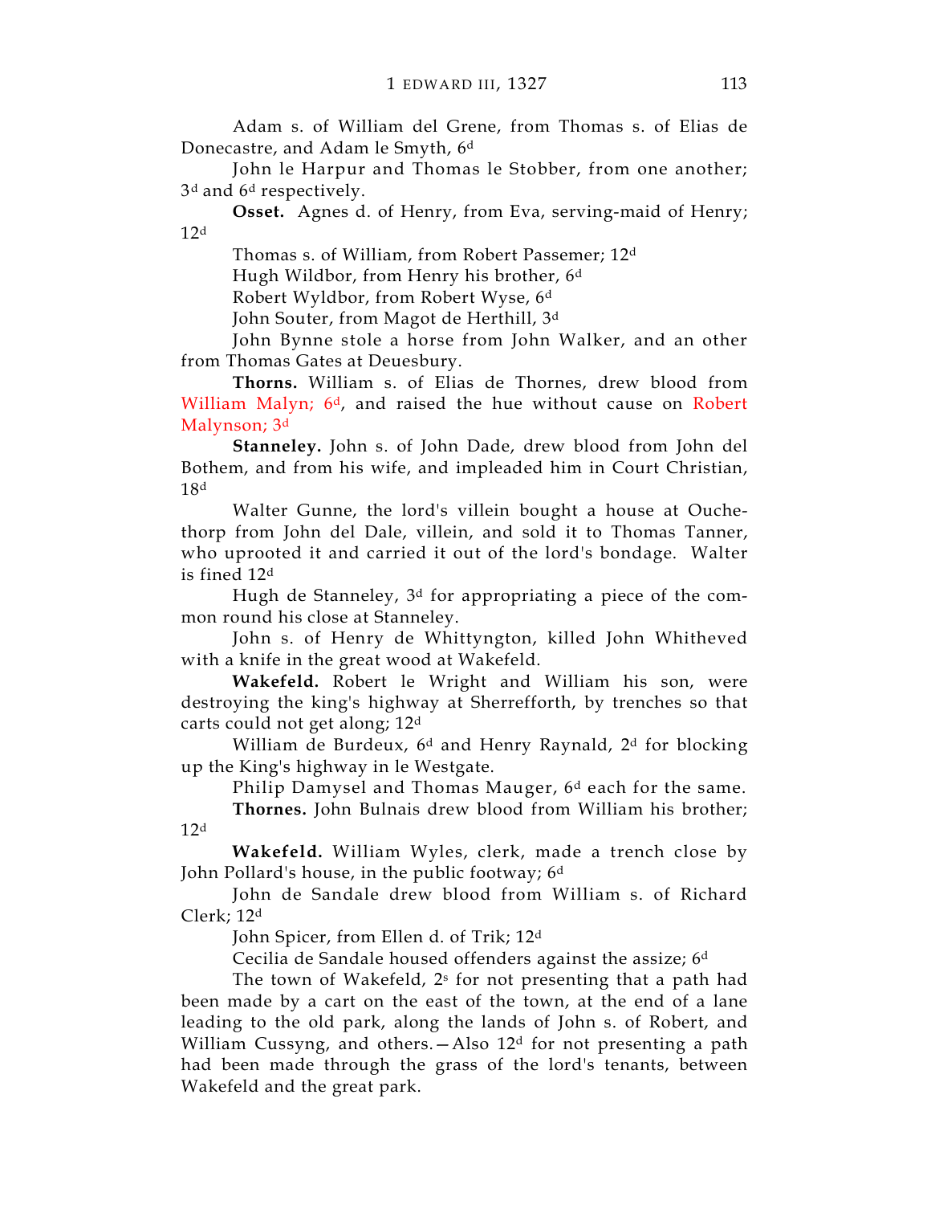Adam s. of William del Grene, from Thomas s. of Elias de Donecastre, and Adam le Smyth, 6d

John le Harpur and Thomas le Stobber, from one another; 3d and 6d respectively.

**Osset.** Agnes d. of Henry, from Eva, serving-maid of Henry; 12d

Thomas s. of William, from Robert Passemer; 12d

Hugh Wildbor, from Henry his brother, 6d

Robert Wyldbor, from Robert Wyse, 6d

John Souter, from Magot de Herthill, 3d

John Bynne stole a horse from John Walker, and an other from Thomas Gates at Deuesbury.

**Thorns.** William s. of Elias de Thornes, drew blood from William Malyn; 6d, and raised the hue without cause on Robert Malynson; 3d

**Stanneley.** John s. of John Dade, drew blood from John del Bothem, and from his wife, and impleaded him in Court Christian, 18d

Walter Gunne, the lord's villein bought a house at Ouchethorp from John del Dale, villein, and sold it to Thomas Tanner, who uprooted it and carried it out of the lord's bondage. Walter is fined 12d

Hugh de Stanneley, 3d for appropriating a piece of the common round his close at Stanneley.

John s. of Henry de Whittyngton, killed John Whitheved with a knife in the great wood at Wakefeld.

**Wakefeld.** Robert le Wright and William his son, were destroying the king's highway at Sherrefforth, by trenches so that carts could not get along; 12d

William de Burdeux, 6d and Henry Raynald, 2d for blocking up the King's highway in le Westgate.

Philip Damysel and Thomas Mauger, 6d each for the same.

**Thornes.** John Bulnais drew blood from William his brother; 12d

**Wakefeld.** William Wyles, clerk, made a trench close by John Pollard's house, in the public footway; 6d

John de Sandale drew blood from William s. of Richard Clerk; 12d

John Spicer, from Ellen d. of Trik; 12d

Cecilia de Sandale housed offenders against the assize; 6d

The town of Wakefeld, 2s for not presenting that a path had been made by a cart on the east of the town, at the end of a lane leading to the old park, along the lands of John s. of Robert, and William Cussyng, and others.—Also 12d for not presenting a path had been made through the grass of the lord's tenants, between Wakefeld and the great park.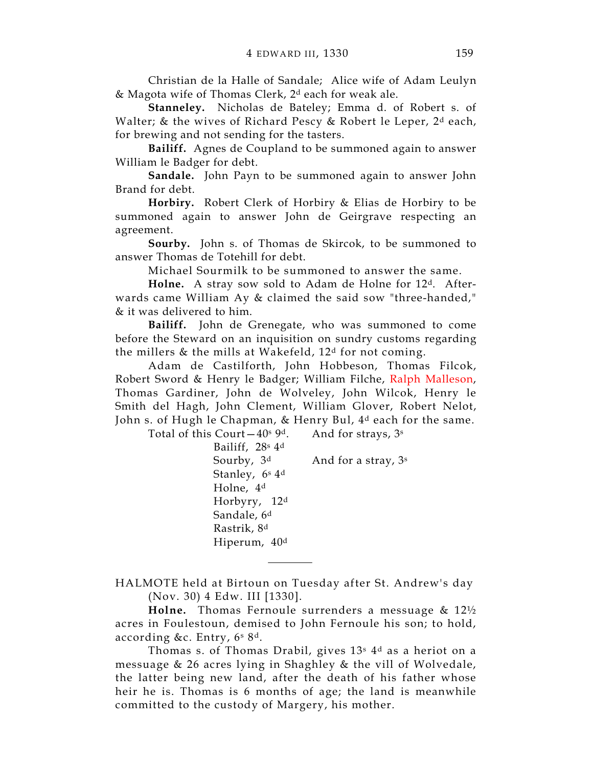Christian de la Halle of Sandale; Alice wife of Adam Leulyn & Magota wife of Thomas Clerk, 2[d] each for weak ale.

**Stanneley.** Nicholas de Bateley; Emma d. of Robert s. of Walter; & the wives of Richard Pescy & Robert le Leper, 2[d] each, for brewing and not sending for the tasters.

**Bailiff.** Agnes de Coupland to be summoned again to answer William le Badger for debt.

**Sandale.** John Payn to be summoned again to answer John Brand for debt.

**Horbiry.** Robert Clerk of Horbiry & Elias de Horbiry to be summoned again to answer John de Geirgrave respecting an agreement.

**Sourby.** John s. of Thomas de Skircok, to be summoned to answer Thomas de Totehill for debt.

Michael Sourmilk to be summoned to answer the same.

**Holne.** A stray sow sold to Adam de Holne for 12[d]. Afterwards came William Ay & claimed the said sow "three-handed," & it was delivered to him.

**Bailiff.** John de Grenegate, who was summoned to come before the Steward on an inquisition on sundry customs regarding the millers & the mills at Wakefeld, 12[d] for not coming.

Adam de Castilforth, John Hobbeson, Thomas Filcok, Robert Sword & Henry le Badger; William Filche, Ralph Malleson, Thomas Gardiner, John de Wolveley, John Wilcok, Henry le Smith del Hagh, John Clement, William Glover, Robert Nelot, John s. of Hugh le Chapman, & Henry Bul, 4[d] each for the same.

Total of this Court—40[s] 9[d]. And for strays, 3[s]

Bailiff, 28[s] 4[d]
Sourby, 3[d] And for a stray, 3[s]
Stanley, 6[s] 4[d]
Holne, 4[d]
Horbyry, 12[d]
Sandale, 6[d]
Rastrik, 8[d]
Hiperum, 40[d]

---

HALMOTE held at Birtoun on Tuesday after St. Andrew's day (Nov. 30) 4 Edw. III [1330].

**Holne.** Thomas Fernoule surrenders a messuage & 12½ acres in Foulestoun, demised to John Fernoule his son; to hold, according &c. Entry, 6[s] 8[d].

Thomas s. of Thomas Drabil, gives 13[s] 4[d] as a heriot on a messuage & 26 acres lying in Shaghley & the vill of Wolvedale, the latter being new land, after the death of his father whose heir he is. Thomas is 6 months of age; the land is meanwhile committed to the custody of Margery, his mother.